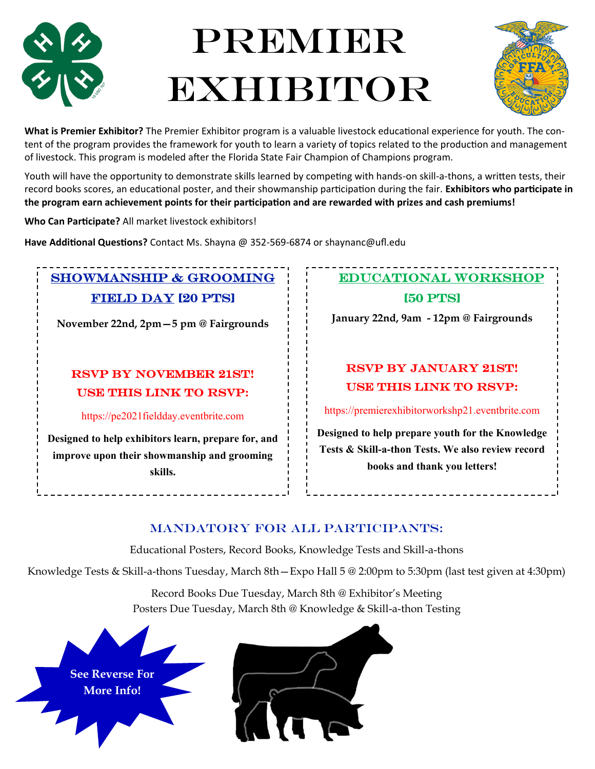# PREMIER EXHIBITOR

**What is Premier Exhibitor?** The Premier Exhibitor program is a valuable livestock educational experience for youth. The content of the program provides the framework for youth to learn a variety of topics related to the production and management of livestock. This program is modeled after the Florida State Fair Champion of Champions program.

Youth will have the opportunity to demonstrate skills learned by competing with hands-on skill-a-thons, a written tests, their record books scores, an educational poster, and their showmanship participation during the fair. **Exhibitors who participate in the program earn achievement points for their participation and are rewarded with prizes and cash premiums!**

**Who Can Participate?** All market livestock exhibitors!

**Have Additional Questions?** Contact Ms. Shayna @ 352-569-6874 or shaynanc@ufl.edu

## SHOWMANSHIP & GROOMING FIELD DAY [20 PTS]

**November 22nd, 2pm—5 pm @ Fairgrounds**

**RSVP BY NOVEMBER 21ST!**
**USE THIS LINK TO RSVP:**

https://pe2021fieldday.eventbrite.com

**Designed to help exhibitors learn, prepare for, and improve upon their showmanship and grooming skills.**

## EDUCATIONAL WORKSHOP [50 PTS]

**January 22nd, 9am - 12pm @ Fairgrounds**

**RSVP BY JANUARY 21ST!**
**USE THIS LINK TO RSVP:**

https://premierexhibitorworkshp21.eventbrite.com

**Designed to help prepare youth for the Knowledge Tests & Skill-a-thon Tests. We also review record books and thank you letters!**

## MANDATORY FOR ALL PARTICIPANTS:

Educational Posters, Record Books, Knowledge Tests and Skill-a-thons

Knowledge Tests & Skill-a-thons Tuesday, March 8th—Expo Hall 5 @ 2:00pm to 5:30pm (last test given at 4:30pm)

Record Books Due Tuesday, March 8th @ Exhibitor's Meeting
Posters Due Tuesday, March 8th @ Knowledge & Skill-a-thon Testing

**See Reverse For More Info!**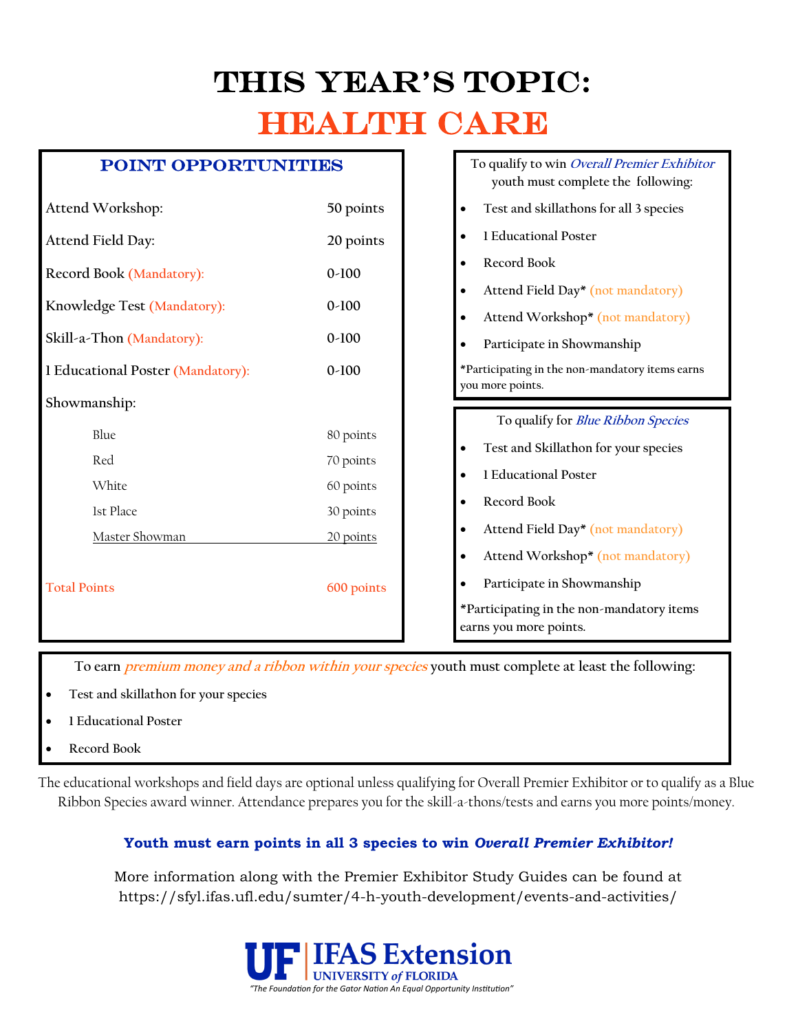# THIS YEAR'S TOPIC:
# HEALTH CARE

## POINT OPPORTUNITIES

| | |
|---|---|
| Attend Workshop: | 50 points |
| Attend Field Day: | 20 points |
| Record Book (Mandatory): | 0-100 |
| Knowledge Test (Mandatory): | 0-100 |
| Skill-a-Thon (Mandatory): | 0-100 |
| 1 Educational Poster (Mandatory): | 0-100 |
| Showmanship: | |
| Blue | 80 points |
| Red | 70 points |
| White | 60 points |
| 1st Place | 30 points |
| Master Showman | 20 points |
| Total Points | 600 points |

To qualify to win *Overall Premier Exhibitor* youth must complete the following:

- Test and skillathons for all 3 species
- 1 Educational Poster
- Record Book
- Attend Field Day* (not mandatory)
- Attend Workshop* (not mandatory)
- Participate in Showmanship

*Participating in the non-mandatory items earns you more points.

To qualify for *Blue Ribbon Species*

- Test and Skillathon for your species
- 1 Educational Poster
- Record Book
- Attend Field Day* (not mandatory)
- Attend Workshop* (not mandatory)
- Participate in Showmanship

*Participating in the non-mandatory items earns you more points.

To earn *premium money and a ribbon within your species* youth must complete at least the following:

- Test and skillathon for your species
- 1 Educational Poster
- Record Book

The educational workshops and field days are optional unless qualifying for Overall Premier Exhibitor or to qualify as a Blue Ribbon Species award winner. Attendance prepares you for the skill-a-thons/tests and earns you more points/money.

**Youth must earn points in all 3 species to win *Overall Premier Exhibitor!***

More information along with the Premier Exhibitor Study Guides can be found at https://sfyl.ifas.ufl.edu/sumter/4-h-youth-development/events-and-activities/

UF | IFAS Extension
UNIVERSITY of FLORIDA
*"The Foundation for the Gator Nation An Equal Opportunity Institution"*